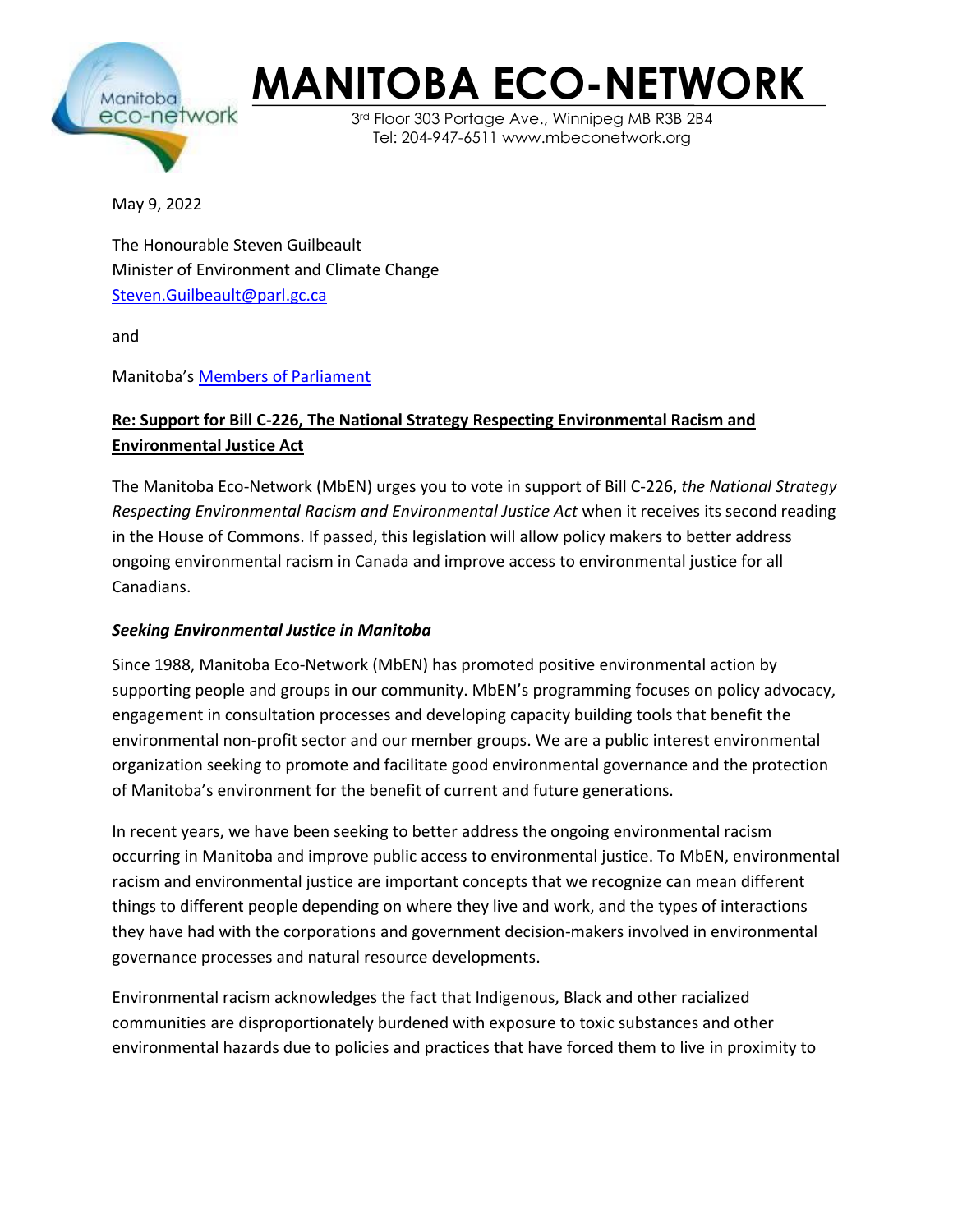# MANITOBA ECO-NETWORK

3rd Floor 303 Portage Ave., Winnipeg MB R3B 2B4
Tel: 204-947-6511 www.mbeconetwork.org

May 9, 2022

The Honourable Steven Guilbeault
Minister of Environment and Climate Change
Steven.Guilbeault@parl.gc.ca

and

Manitoba's Members of Parliament

**Re: Support for Bill C-226, The National Strategy Respecting Environmental Racism and Environmental Justice Act**

The Manitoba Eco-Network (MbEN) urges you to vote in support of Bill C-226, *the National Strategy Respecting Environmental Racism and Environmental Justice Act* when it receives its second reading in the House of Commons. If passed, this legislation will allow policy makers to better address ongoing environmental racism in Canada and improve access to environmental justice for all Canadians.

***Seeking Environmental Justice in Manitoba***

Since 1988, Manitoba Eco-Network (MbEN) has promoted positive environmental action by supporting people and groups in our community. MbEN's programming focuses on policy advocacy, engagement in consultation processes and developing capacity building tools that benefit the environmental non-profit sector and our member groups. We are a public interest environmental organization seeking to promote and facilitate good environmental governance and the protection of Manitoba's environment for the benefit of current and future generations.

In recent years, we have been seeking to better address the ongoing environmental racism occurring in Manitoba and improve public access to environmental justice. To MbEN, environmental racism and environmental justice are important concepts that we recognize can mean different things to different people depending on where they live and work, and the types of interactions they have had with the corporations and government decision-makers involved in environmental governance processes and natural resource developments.

Environmental racism acknowledges the fact that Indigenous, Black and other racialized communities are disproportionately burdened with exposure to toxic substances and other environmental hazards due to policies and practices that have forced them to live in proximity to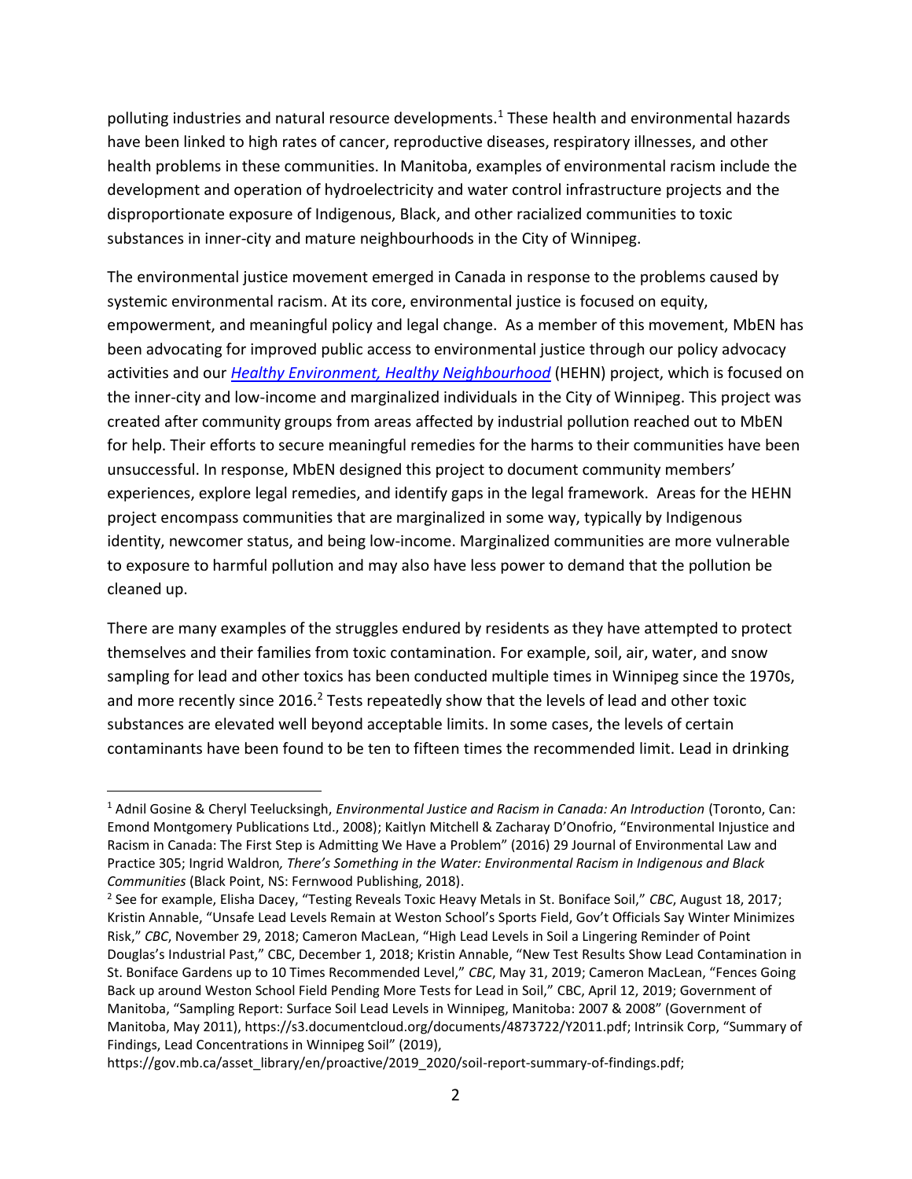polluting industries and natural resource developments.[1] These health and environmental hazards have been linked to high rates of cancer, reproductive diseases, respiratory illnesses, and other health problems in these communities. In Manitoba, examples of environmental racism include the development and operation of hydroelectricity and water control infrastructure projects and the disproportionate exposure of Indigenous, Black, and other racialized communities to toxic substances in inner-city and mature neighbourhoods in the City of Winnipeg.

The environmental justice movement emerged in Canada in response to the problems caused by systemic environmental racism. At its core, environmental justice is focused on equity, empowerment, and meaningful policy and legal change. As a member of this movement, MbEN has been advocating for improved public access to environmental justice through our policy advocacy activities and our *Healthy Environment, Healthy Neighbourhood* (HEHN) project, which is focused on the inner-city and low-income and marginalized individuals in the City of Winnipeg. This project was created after community groups from areas affected by industrial pollution reached out to MbEN for help. Their efforts to secure meaningful remedies for the harms to their communities have been unsuccessful. In response, MbEN designed this project to document community members' experiences, explore legal remedies, and identify gaps in the legal framework. Areas for the HEHN project encompass communities that are marginalized in some way, typically by Indigenous identity, newcomer status, and being low-income. Marginalized communities are more vulnerable to exposure to harmful pollution and may also have less power to demand that the pollution be cleaned up.

There are many examples of the struggles endured by residents as they have attempted to protect themselves and their families from toxic contamination. For example, soil, air, water, and snow sampling for lead and other toxics has been conducted multiple times in Winnipeg since the 1970s, and more recently since 2016.[2] Tests repeatedly show that the levels of lead and other toxic substances are elevated well beyond acceptable limits. In some cases, the levels of certain contaminants have been found to be ten to fifteen times the recommended limit. Lead in drinking

---

[1] Adnil Gosine & Cheryl Teelucksingh, *Environmental Justice and Racism in Canada: An Introduction* (Toronto, Can: Emond Montgomery Publications Ltd., 2008); Kaitlyn Mitchell & Zacharay D'Onofrio, "Environmental Injustice and Racism in Canada: The First Step is Admitting We Have a Problem" (2016) 29 Journal of Environmental Law and Practice 305; Ingrid Waldron*, There's Something in the Water: Environmental Racism in Indigenous and Black Communities* (Black Point, NS: Fernwood Publishing, 2018).

[2] See for example, Elisha Dacey, "Testing Reveals Toxic Heavy Metals in St. Boniface Soil," *CBC*, August 18, 2017; Kristin Annable, "Unsafe Lead Levels Remain at Weston School's Sports Field, Gov't Officials Say Winter Minimizes Risk," *CBC*, November 29, 2018; Cameron MacLean, "High Lead Levels in Soil a Lingering Reminder of Point Douglas's Industrial Past," CBC, December 1, 2018; Kristin Annable, "New Test Results Show Lead Contamination in St. Boniface Gardens up to 10 Times Recommended Level," *CBC*, May 31, 2019; Cameron MacLean, "Fences Going Back up around Weston School Field Pending More Tests for Lead in Soil," CBC, April 12, 2019; Government of Manitoba, "Sampling Report: Surface Soil Lead Levels in Winnipeg, Manitoba: 2007 & 2008" (Government of Manitoba, May 2011), https://s3.documentcloud.org/documents/4873722/Y2011.pdf; Intrinsik Corp, "Summary of Findings, Lead Concentrations in Winnipeg Soil" (2019), https://gov.mb.ca/asset_library/en/proactive/2019_2020/soil-report-summary-of-findings.pdf;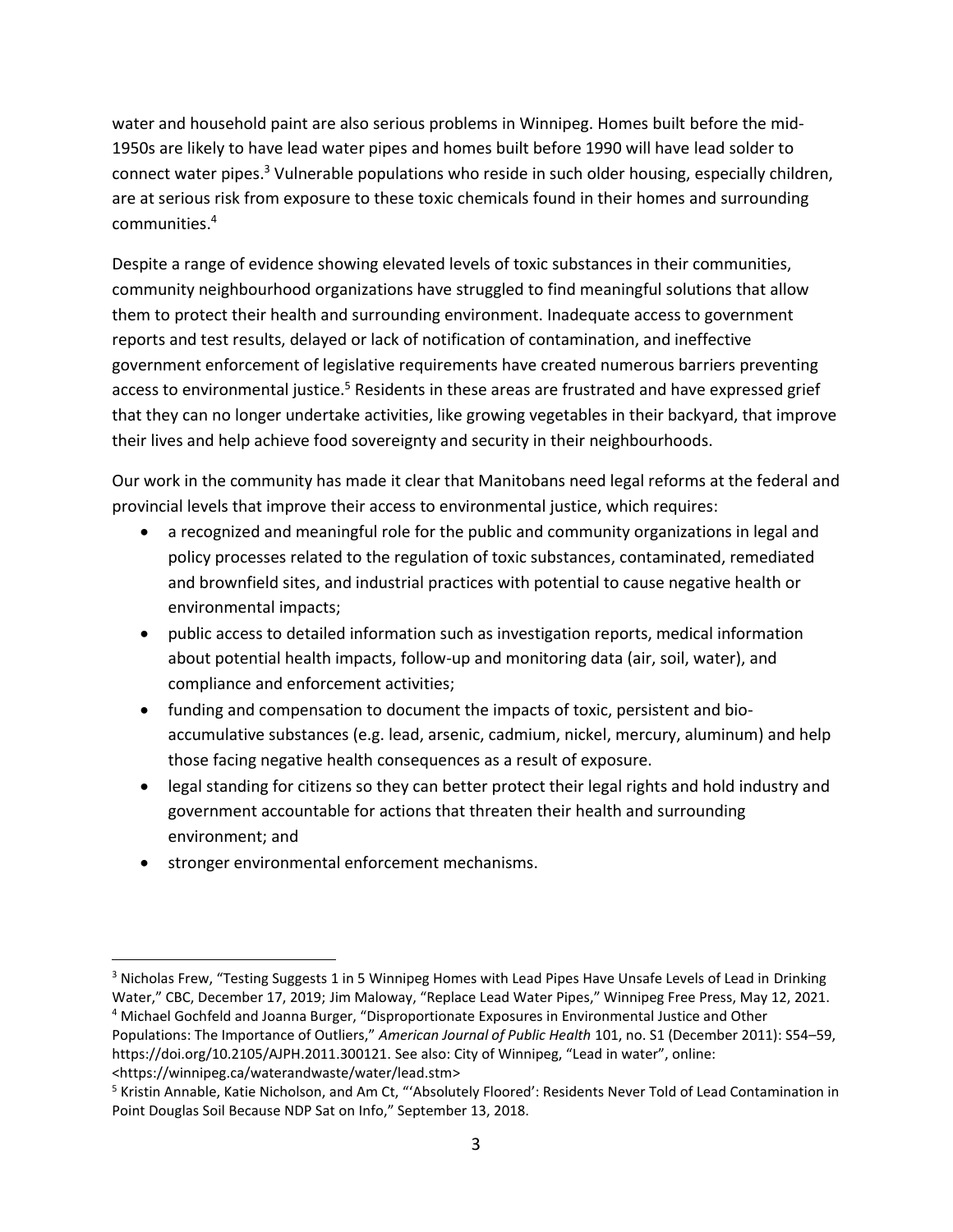water and household paint are also serious problems in Winnipeg. Homes built before the mid-1950s are likely to have lead water pipes and homes built before 1990 will have lead solder to connect water pipes.[3] Vulnerable populations who reside in such older housing, especially children, are at serious risk from exposure to these toxic chemicals found in their homes and surrounding communities.[4]

Despite a range of evidence showing elevated levels of toxic substances in their communities, community neighbourhood organizations have struggled to find meaningful solutions that allow them to protect their health and surrounding environment. Inadequate access to government reports and test results, delayed or lack of notification of contamination, and ineffective government enforcement of legislative requirements have created numerous barriers preventing access to environmental justice.[5] Residents in these areas are frustrated and have expressed grief that they can no longer undertake activities, like growing vegetables in their backyard, that improve their lives and help achieve food sovereignty and security in their neighbourhoods.

Our work in the community has made it clear that Manitobans need legal reforms at the federal and provincial levels that improve their access to environmental justice, which requires:

- a recognized and meaningful role for the public and community organizations in legal and policy processes related to the regulation of toxic substances, contaminated, remediated and brownfield sites, and industrial practices with potential to cause negative health or environmental impacts;
- public access to detailed information such as investigation reports, medical information about potential health impacts, follow-up and monitoring data (air, soil, water), and compliance and enforcement activities;
- funding and compensation to document the impacts of toxic, persistent and bio-accumulative substances (e.g. lead, arsenic, cadmium, nickel, mercury, aluminum) and help those facing negative health consequences as a result of exposure.
- legal standing for citizens so they can better protect their legal rights and hold industry and government accountable for actions that threaten their health and surrounding environment; and
- stronger environmental enforcement mechanisms.

---

[3] Nicholas Frew, "Testing Suggests 1 in 5 Winnipeg Homes with Lead Pipes Have Unsafe Levels of Lead in Drinking Water," CBC, December 17, 2019; Jim Maloway, "Replace Lead Water Pipes," Winnipeg Free Press, May 12, 2021.

[4] Michael Gochfeld and Joanna Burger, "Disproportionate Exposures in Environmental Justice and Other Populations: The Importance of Outliers," *American Journal of Public Health* 101, no. S1 (December 2011): S54–59, https://doi.org/10.2105/AJPH.2011.300121. See also: City of Winnipeg, "Lead in water", online: <https://winnipeg.ca/waterandwaste/water/lead.stm>

[5] Kristin Annable, Katie Nicholson, and Am Ct, "'Absolutely Floored': Residents Never Told of Lead Contamination in Point Douglas Soil Because NDP Sat on Info," September 13, 2018.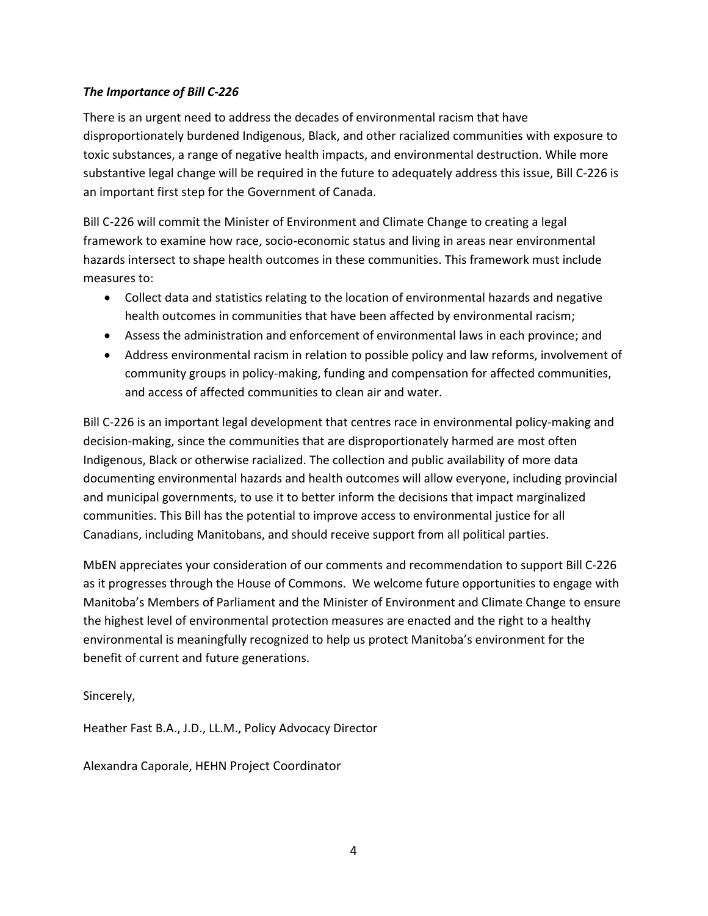***The Importance of Bill C-226***

There is an urgent need to address the decades of environmental racism that have disproportionately burdened Indigenous, Black, and other racialized communities with exposure to toxic substances, a range of negative health impacts, and environmental destruction. While more substantive legal change will be required in the future to adequately address this issue, Bill C-226 is an important first step for the Government of Canada.

Bill C-226 will commit the Minister of Environment and Climate Change to creating a legal framework to examine how race, socio-economic status and living in areas near environmental hazards intersect to shape health outcomes in these communities. This framework must include measures to:

- Collect data and statistics relating to the location of environmental hazards and negative health outcomes in communities that have been affected by environmental racism;
- Assess the administration and enforcement of environmental laws in each province; and
- Address environmental racism in relation to possible policy and law reforms, involvement of community groups in policy-making, funding and compensation for affected communities, and access of affected communities to clean air and water.

Bill C-226 is an important legal development that centres race in environmental policy-making and decision-making, since the communities that are disproportionately harmed are most often Indigenous, Black or otherwise racialized. The collection and public availability of more data documenting environmental hazards and health outcomes will allow everyone, including provincial and municipal governments, to use it to better inform the decisions that impact marginalized communities. This Bill has the potential to improve access to environmental justice for all Canadians, including Manitobans, and should receive support from all political parties.

MbEN appreciates your consideration of our comments and recommendation to support Bill C-226 as it progresses through the House of Commons. We welcome future opportunities to engage with Manitoba's Members of Parliament and the Minister of Environment and Climate Change to ensure the highest level of environmental protection measures are enacted and the right to a healthy environmental is meaningfully recognized to help us protect Manitoba's environment for the benefit of current and future generations.

Sincerely,

Heather Fast B.A., J.D., LL.M., Policy Advocacy Director

Alexandra Caporale, HEHN Project Coordinator